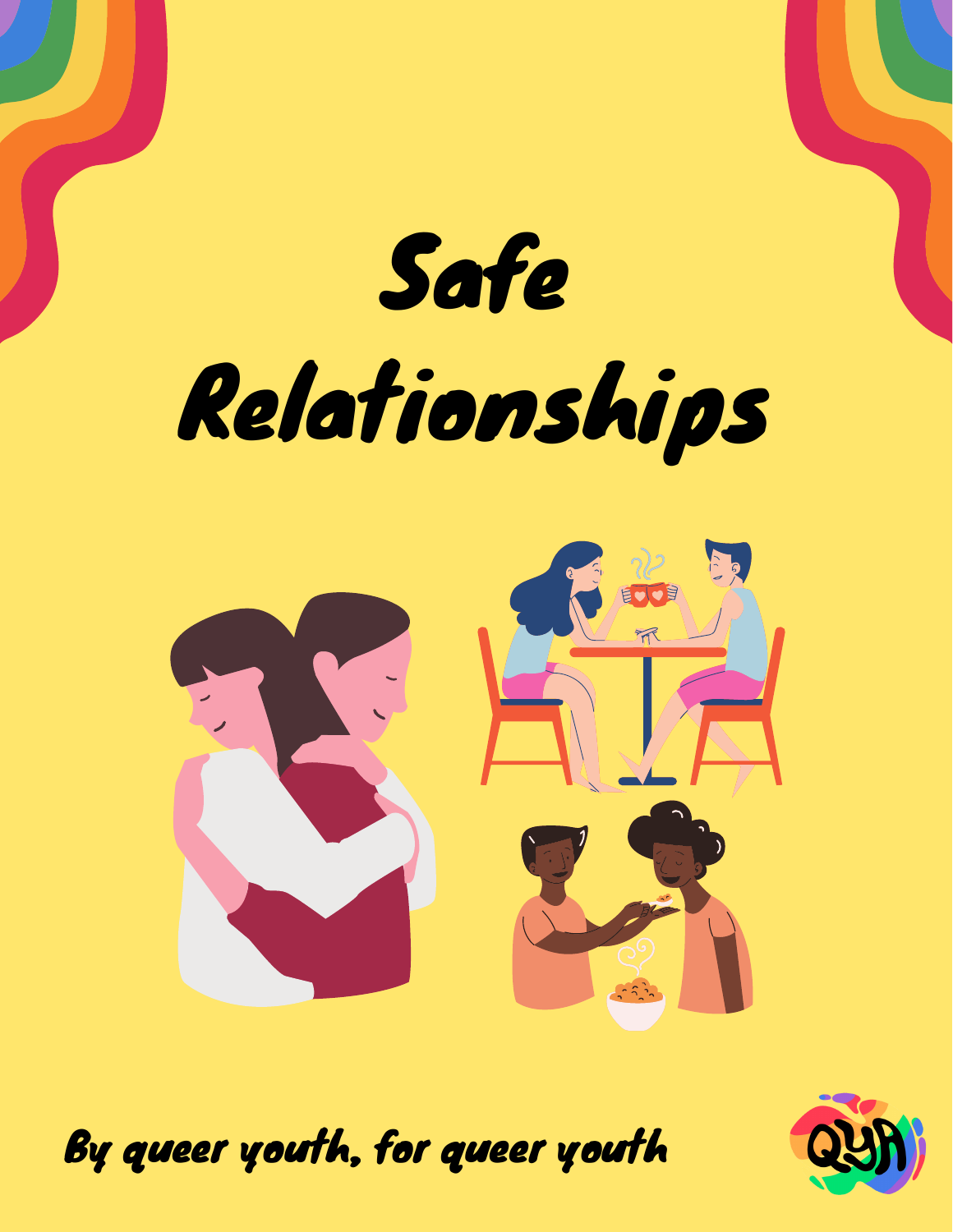# Safe Relationships

*By queer youth, for queer youth*

QYA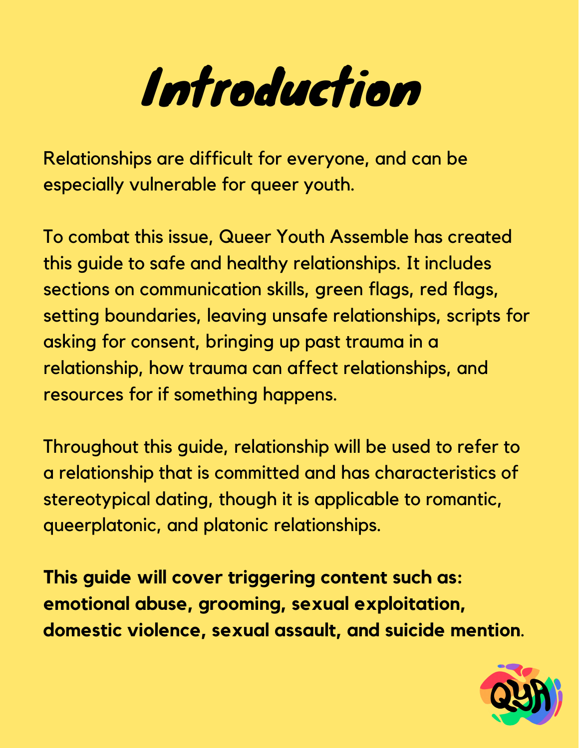# Introduction

Relationships are difficult for everyone, and can be especially vulnerable for queer youth.

To combat this issue, Queer Youth Assemble has created this guide to safe and healthy relationships. It includes sections on communication skills, green flags, red flags, setting boundaries, leaving unsafe relationships, scripts for asking for consent, bringing up past trauma in a relationship, how trauma can affect relationships, and resources for if something happens.

Throughout this guide, relationship will be used to refer to a relationship that is committed and has characteristics of stereotypical dating, though it is applicable to romantic, queerplatonic, and platonic relationships.

**This guide will cover triggering content such as: emotional abuse, grooming, sexual exploitation, domestic violence, sexual assault, and suicide mention**.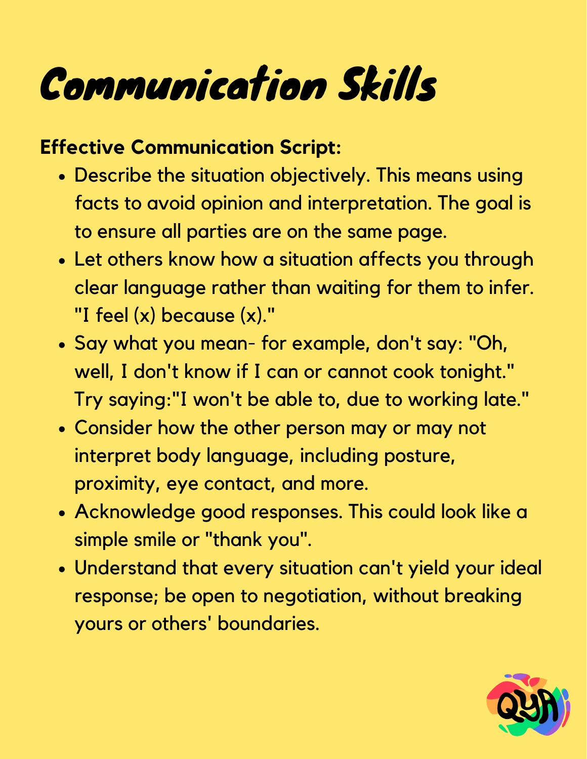# Communication Skills

**Effective Communication Script:**

- Describe the situation objectively. This means using facts to avoid opinion and interpretation. The goal is to ensure all parties are on the same page.
- Let others know how a situation affects you through clear language rather than waiting for them to infer. "I feel (x) because (x)."
- Say what you mean- for example, don't say: "Oh, well, I don't know if I can or cannot cook tonight." Try saying:"I won't be able to, due to working late."
- Consider how the other person may or may not interpret body language, including posture, proximity, eye contact, and more.
- Acknowledge good responses. This could look like a simple smile or "thank you".
- Understand that every situation can't yield your ideal response; be open to negotiation, without breaking yours or others' boundaries.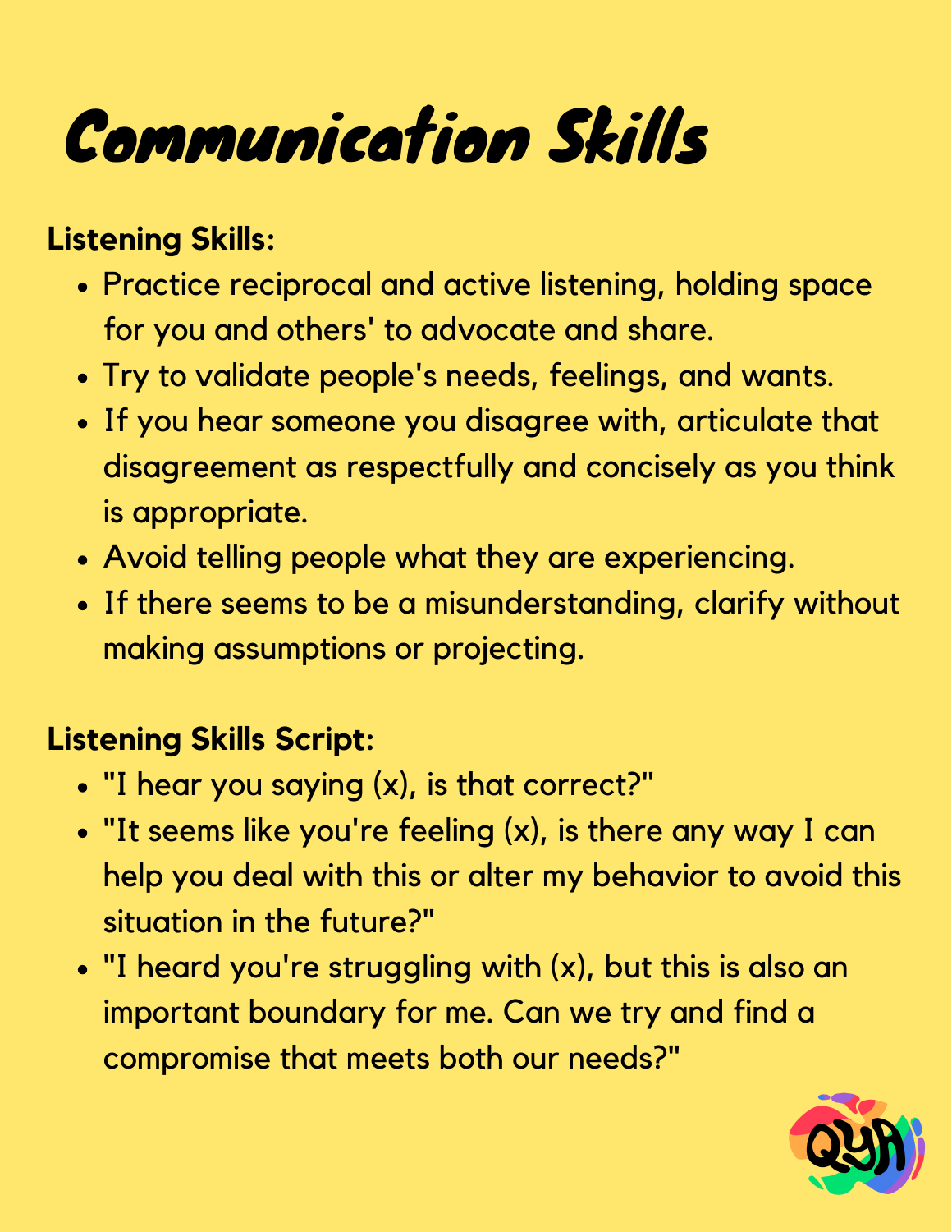# Communication Skills

**Listening Skills:**

- Practice reciprocal and active listening, holding space for you and others' to advocate and share.
- Try to validate people's needs, feelings, and wants.
- If you hear someone you disagree with, articulate that disagreement as respectfully and concisely as you think is appropriate.
- Avoid telling people what they are experiencing.
- If there seems to be a misunderstanding, clarify without making assumptions or projecting.

**Listening Skills Script:**

- "I hear you saying (x), is that correct?"
- "It seems like you're feeling (x), is there any way I can help you deal with this or alter my behavior to avoid this situation in the future?"
- "I heard you're struggling with (x), but this is also an important boundary for me. Can we try and find a compromise that meets both our needs?"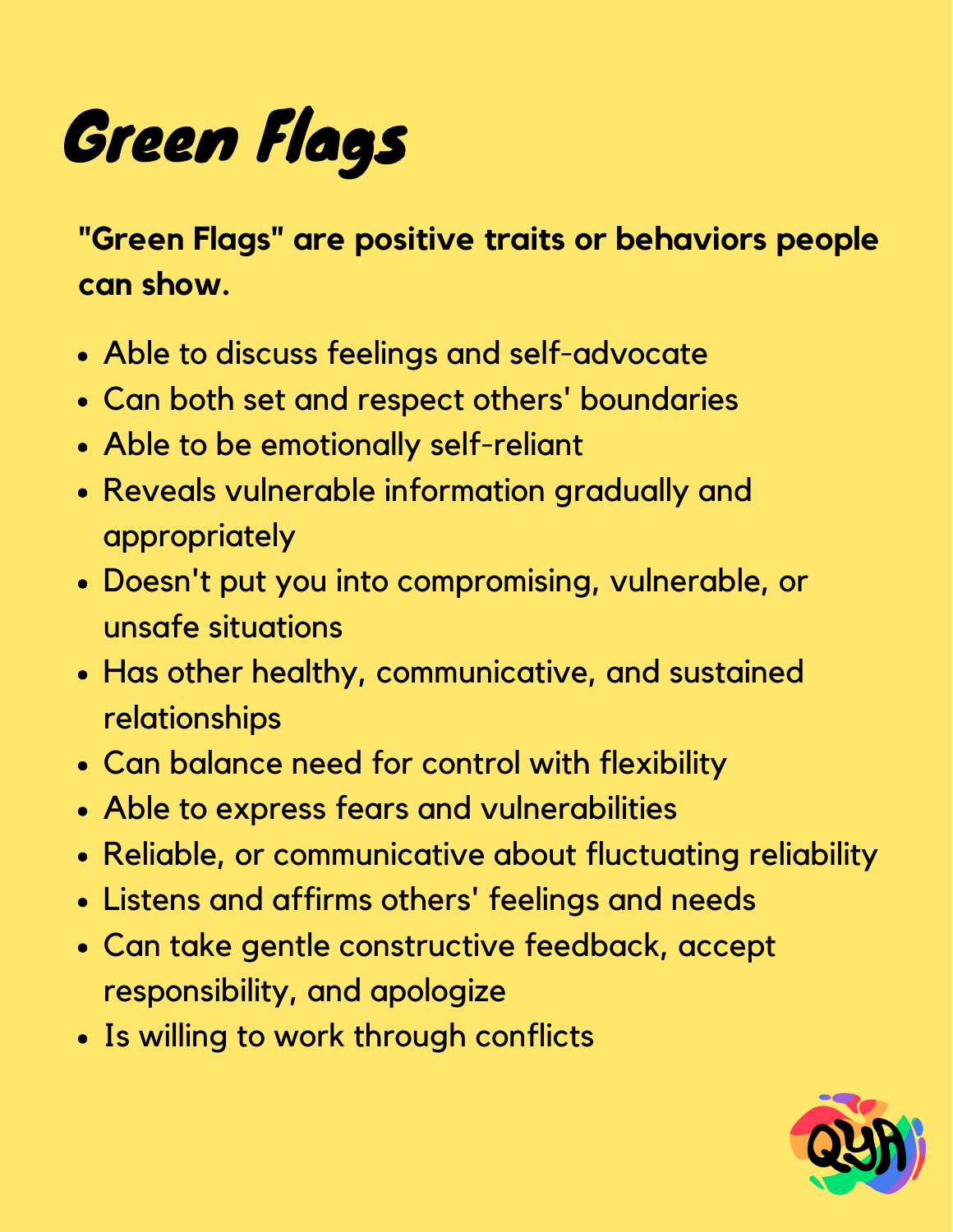# Green Flags

**"Green Flags" are positive traits or behaviors people can show.**

- Able to discuss feelings and self-advocate
- Can both set and respect others' boundaries
- Able to be emotionally self-reliant
- Reveals vulnerable information gradually and appropriately
- Doesn't put you into compromising, vulnerable, or unsafe situations
- Has other healthy, communicative, and sustained relationships
- Can balance need for control with flexibility
- Able to express fears and vulnerabilities
- Reliable, or communicative about fluctuating reliability
- Listens and affirms others' feelings and needs
- Can take gentle constructive feedback, accept responsibility, and apologize
- Is willing to work through conflicts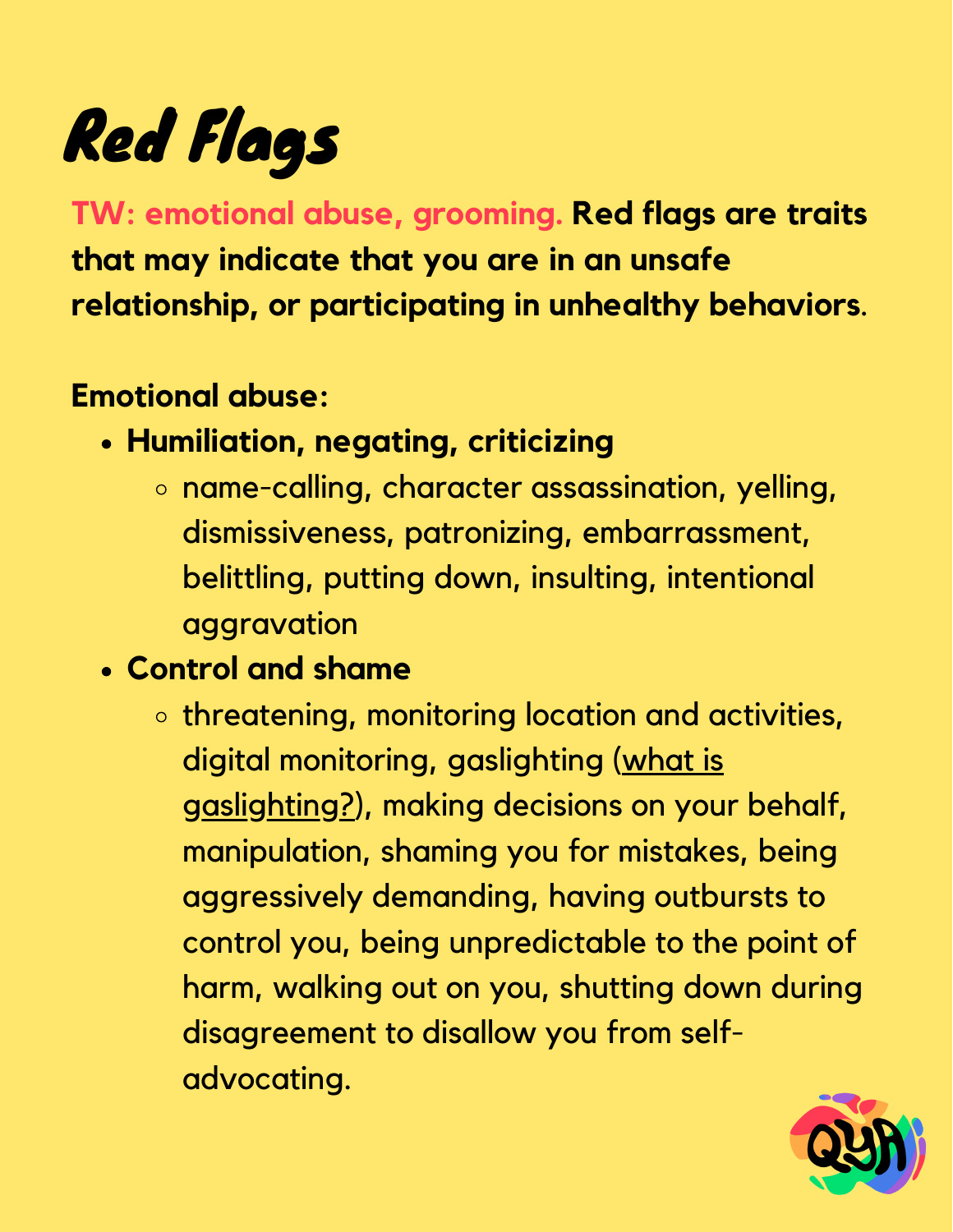# Red Flags

**TW: emotional abuse, grooming. Red flags are traits that may indicate that you are in an unsafe relationship, or participating in unhealthy behaviors.**

**Emotional abuse:**

- **Humiliation, negating, criticizing**
  - name-calling, character assassination, yelling, dismissiveness, patronizing, embarrassment, belittling, putting down, insulting, intentional aggravation
- **Control and shame**
  - threatening, monitoring location and activities, digital monitoring, gaslighting (what is gaslighting?), making decisions on your behalf, manipulation, shaming you for mistakes, being aggressively demanding, having outbursts to control you, being unpredictable to the point of harm, walking out on you, shutting down during disagreement to disallow you from self-advocating.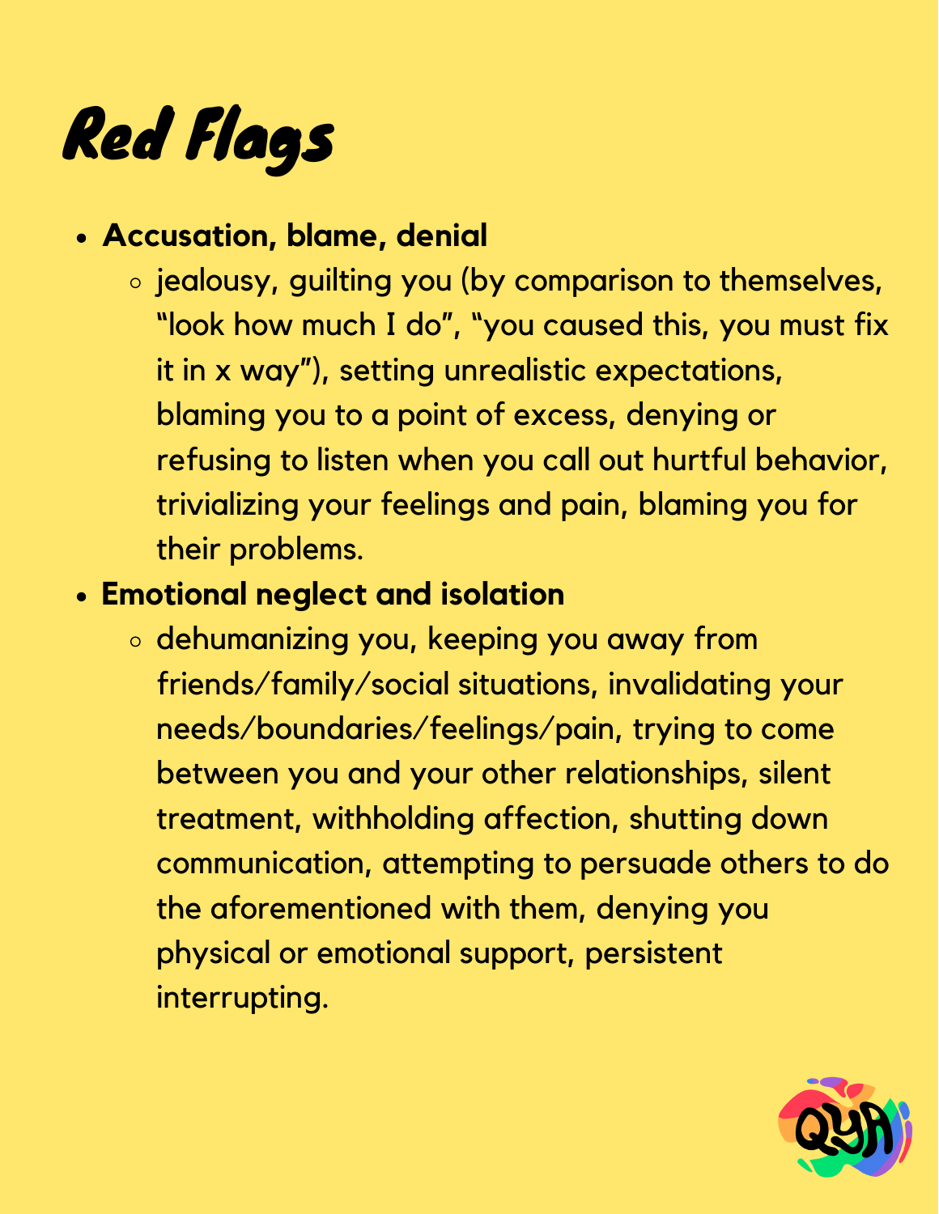# Red Flags

- **Accusation, blame, denial**
  - jealousy, guilting you (by comparison to themselves, "look how much I do", "you caused this, you must fix it in x way"), setting unrealistic expectations, blaming you to a point of excess, denying or refusing to listen when you call out hurtful behavior, trivializing your feelings and pain, blaming you for their problems.
- **Emotional neglect and isolation**
  - dehumanizing you, keeping you away from friends/family/social situations, invalidating your needs/boundaries/feelings/pain, trying to come between you and your other relationships, silent treatment, withholding affection, shutting down communication, attempting to persuade others to do the aforementioned with them, denying you physical or emotional support, persistent interrupting.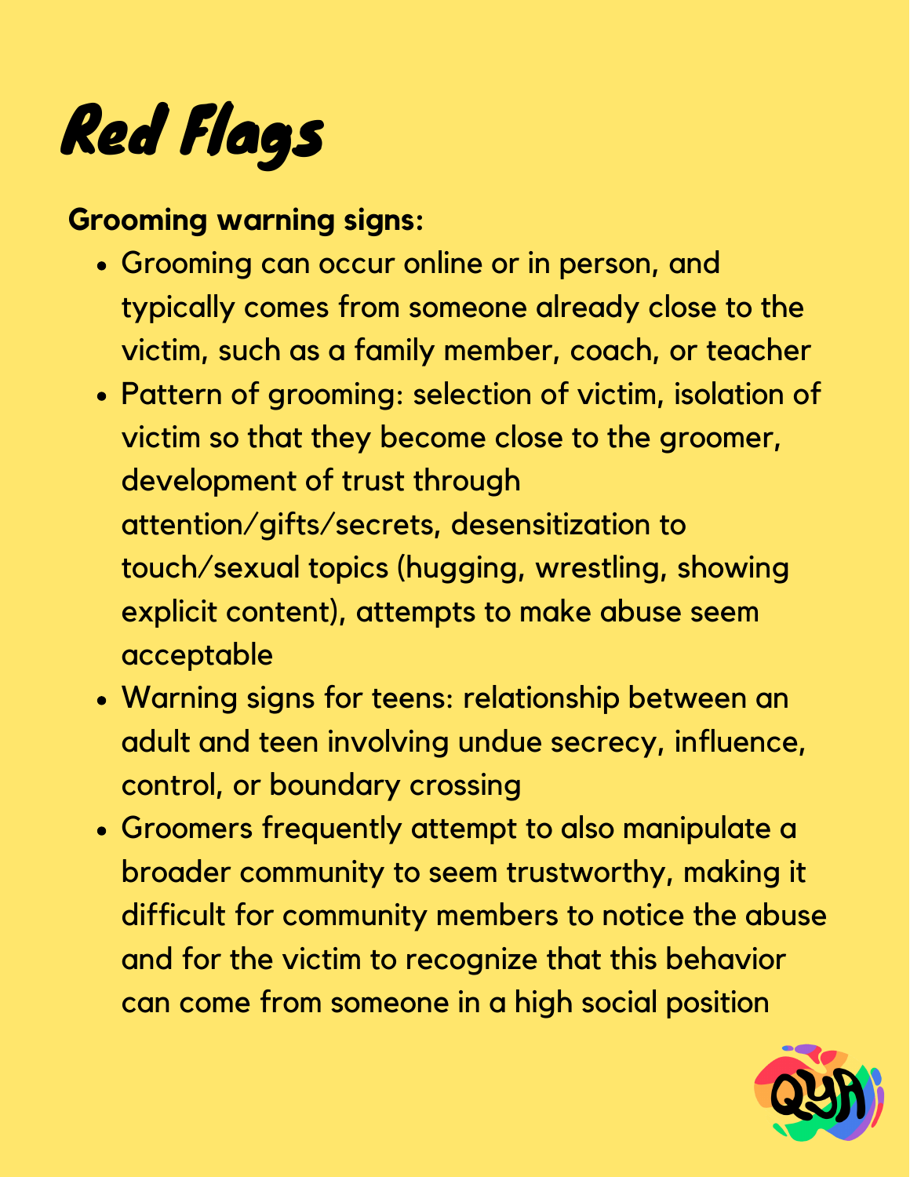# Red Flags

**Grooming warning signs:**

- Grooming can occur online or in person, and typically comes from someone already close to the victim, such as a family member, coach, or teacher
- Pattern of grooming: selection of victim, isolation of victim so that they become close to the groomer, development of trust through attention/gifts/secrets, desensitization to touch/sexual topics (hugging, wrestling, showing explicit content), attempts to make abuse seem acceptable
- Warning signs for teens: relationship between an adult and teen involving undue secrecy, influence, control, or boundary crossing
- Groomers frequently attempt to also manipulate a broader community to seem trustworthy, making it difficult for community members to notice the abuse and for the victim to recognize that this behavior can come from someone in a high social position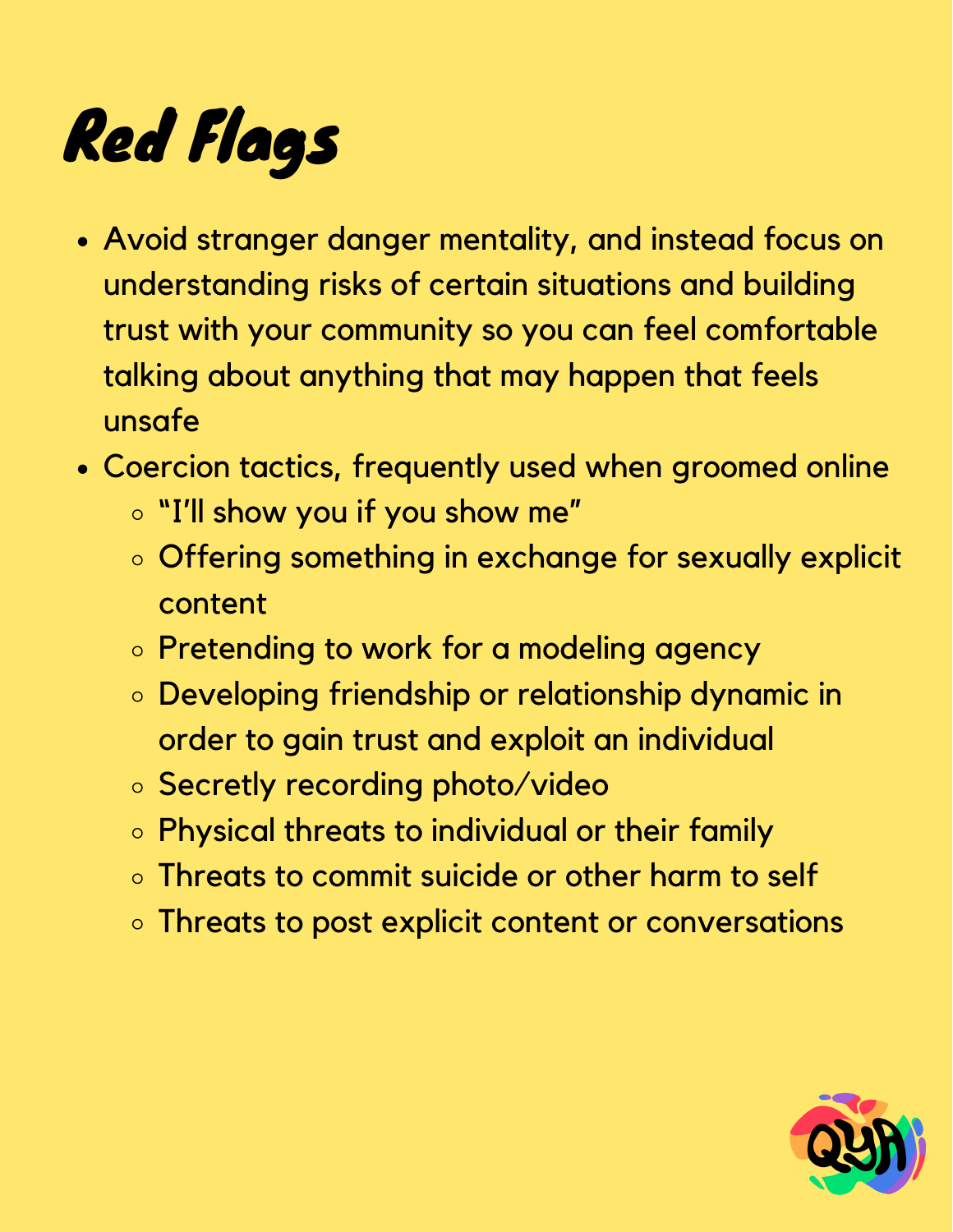# Red Flags

- Avoid stranger danger mentality, and instead focus on understanding risks of certain situations and building trust with your community so you can feel comfortable talking about anything that may happen that feels unsafe
- Coercion tactics, frequently used when groomed online
  - "I'll show you if you show me"
  - Offering something in exchange for sexually explicit content
  - Pretending to work for a modeling agency
  - Developing friendship or relationship dynamic in order to gain trust and exploit an individual
  - Secretly recording photo/video
  - Physical threats to individual or their family
  - Threats to commit suicide or other harm to self
  - Threats to post explicit content or conversations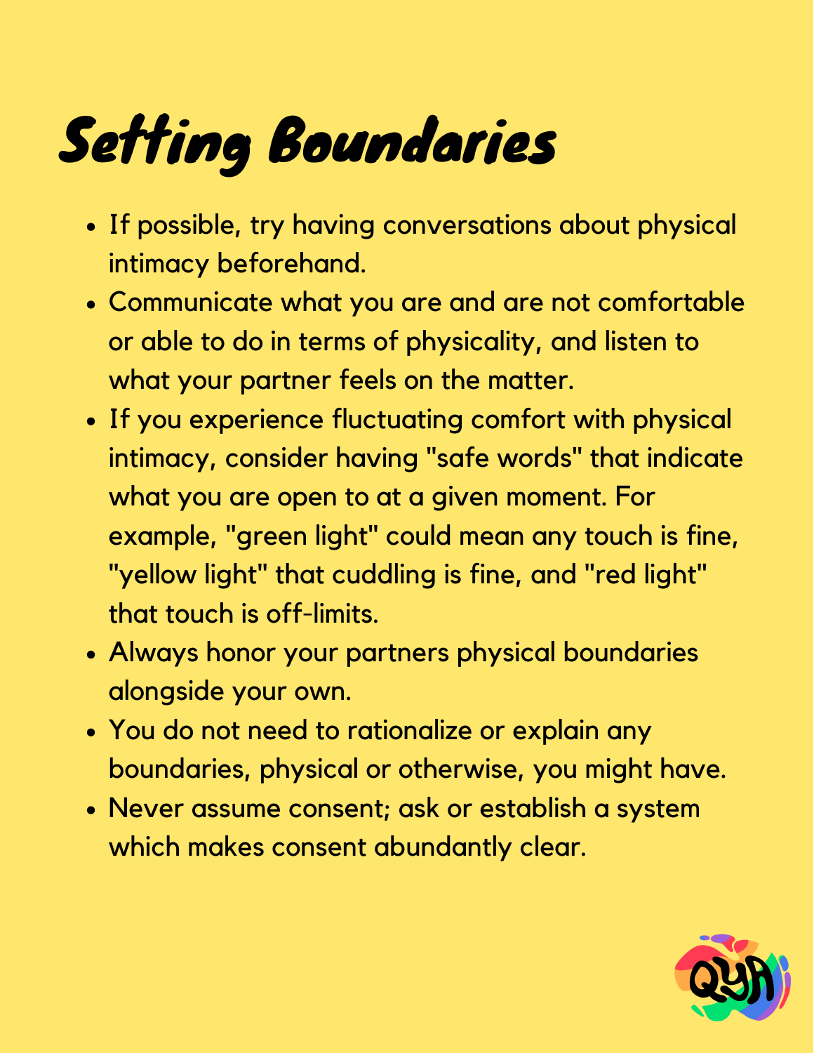# Setting Boundaries

- If possible, try having conversations about physical intimacy beforehand.
- Communicate what you are and are not comfortable or able to do in terms of physicality, and listen to what your partner feels on the matter.
- If you experience fluctuating comfort with physical intimacy, consider having "safe words" that indicate what you are open to at a given moment. For example, "green light" could mean any touch is fine, "yellow light" that cuddling is fine, and "red light" that touch is off-limits.
- Always honor your partners physical boundaries alongside your own.
- You do not need to rationalize or explain any boundaries, physical or otherwise, you might have.
- Never assume consent; ask or establish a system which makes consent abundantly clear.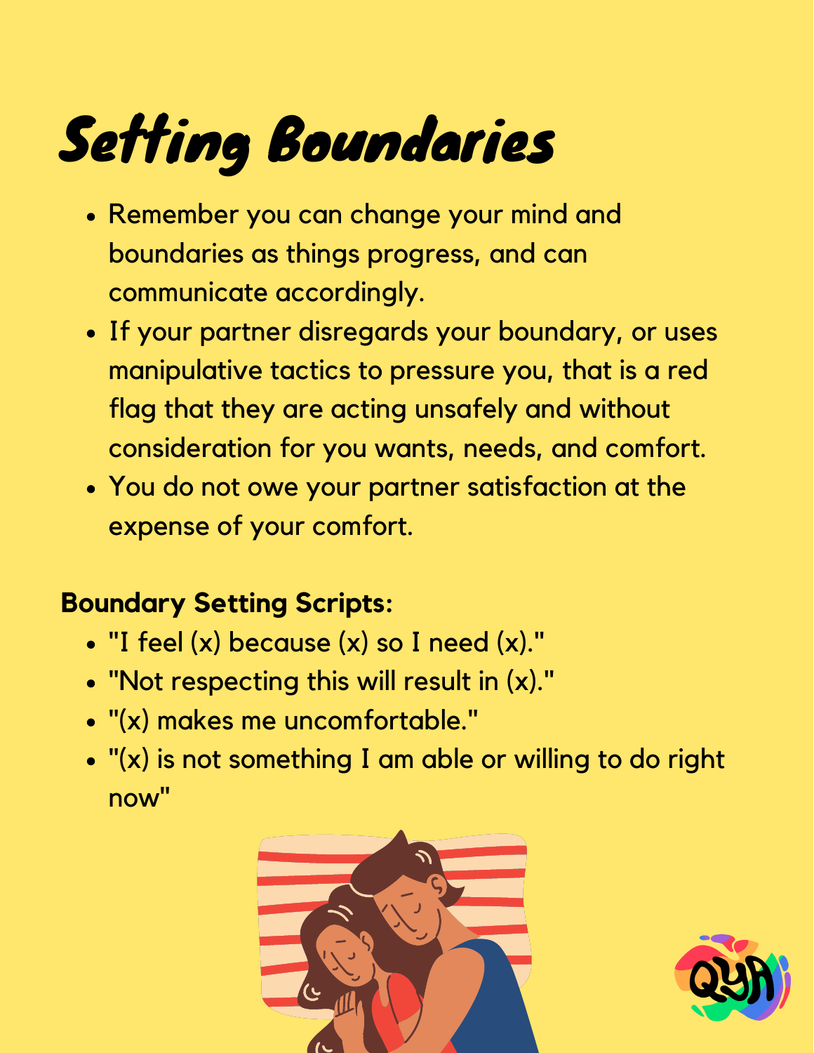# Setting Boundaries

- Remember you can change your mind and boundaries as things progress, and can communicate accordingly.
- If your partner disregards your boundary, or uses manipulative tactics to pressure you, that is a red flag that they are acting unsafely and without consideration for you wants, needs, and comfort.
- You do not owe your partner satisfaction at the expense of your comfort.

**Boundary Setting Scripts:**

- "I feel (x) because (x) so I need (x)."
- "Not respecting this will result in (x)."
- "(x) makes me uncomfortable."
- "(x) is not something I am able or willing to do right now"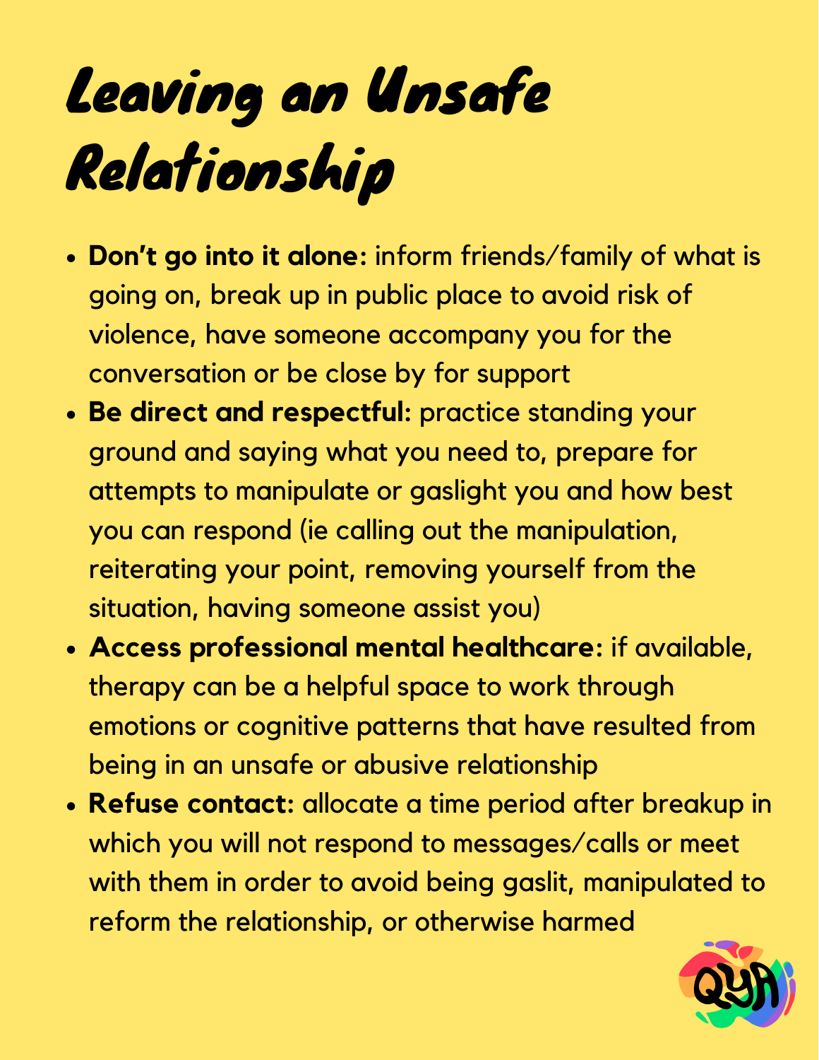# Leaving an Unsafe Relationship

- **Don't go into it alone:** inform friends/family of what is going on, break up in public place to avoid risk of violence, have someone accompany you for the conversation or be close by for support
- **Be direct and respectful:** practice standing your ground and saying what you need to, prepare for attempts to manipulate or gaslight you and how best you can respond (ie calling out the manipulation, reiterating your point, removing yourself from the situation, having someone assist you)
- **Access professional mental healthcare:** if available, therapy can be a helpful space to work through emotions or cognitive patterns that have resulted from being in an unsafe or abusive relationship
- **Refuse contact:** allocate a time period after breakup in which you will not respond to messages/calls or meet with them in order to avoid being gaslit, manipulated to reform the relationship, or otherwise harmed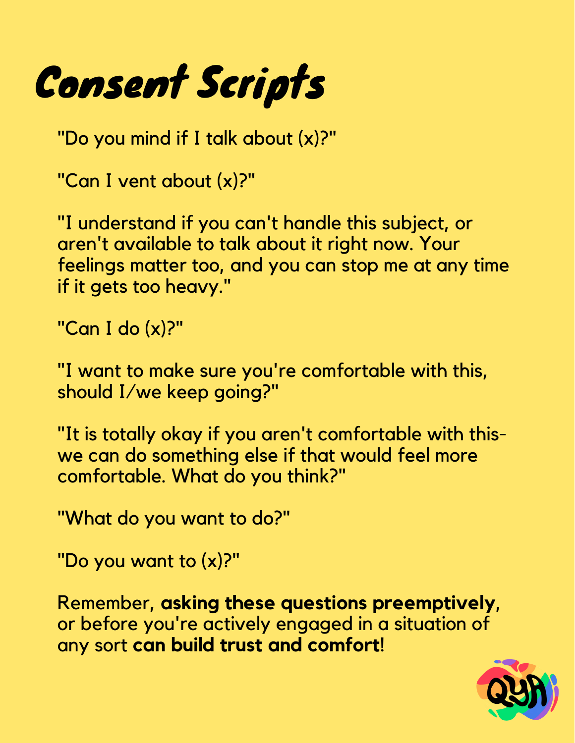# Consent Scripts

"Do you mind if I talk about (x)?"

"Can I vent about (x)?"

"I understand if you can't handle this subject, or aren't available to talk about it right now. Your feelings matter too, and you can stop me at any time if it gets too heavy."

"Can I do (x)?"

"I want to make sure you're comfortable with this, should I/we keep going?"

"It is totally okay if you aren't comfortable with this- we can do something else if that would feel more comfortable. What do you think?"

"What do you want to do?"

"Do you want to (x)?"

Remember, **asking these questions preemptively**, or before you're actively engaged in a situation of any sort **can build trust and comfort**!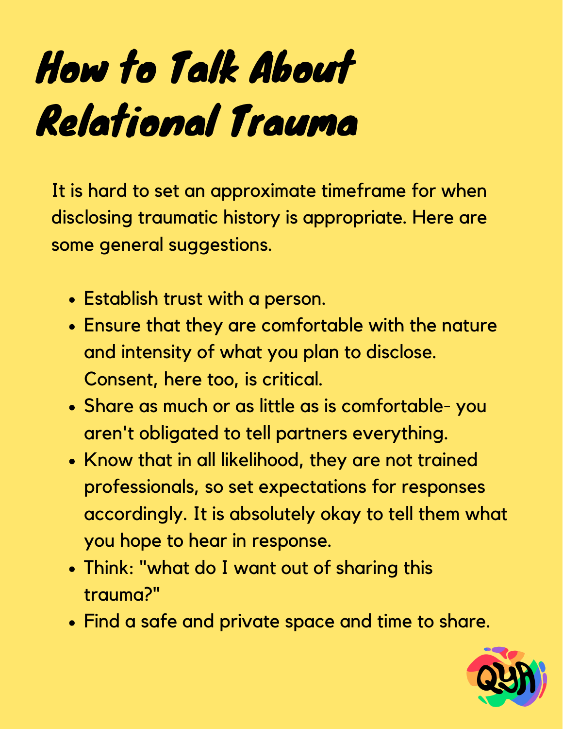# How to Talk About Relational Trauma

It is hard to set an approximate timeframe for when disclosing traumatic history is appropriate. Here are some general suggestions.

- Establish trust with a person.
- Ensure that they are comfortable with the nature and intensity of what you plan to disclose. Consent, here too, is critical.
- Share as much or as little as is comfortable- you aren't obligated to tell partners everything.
- Know that in all likelihood, they are not trained professionals, so set expectations for responses accordingly. It is absolutely okay to tell them what you hope to hear in response.
- Think: "what do I want out of sharing this trauma?"
- Find a safe and private space and time to share.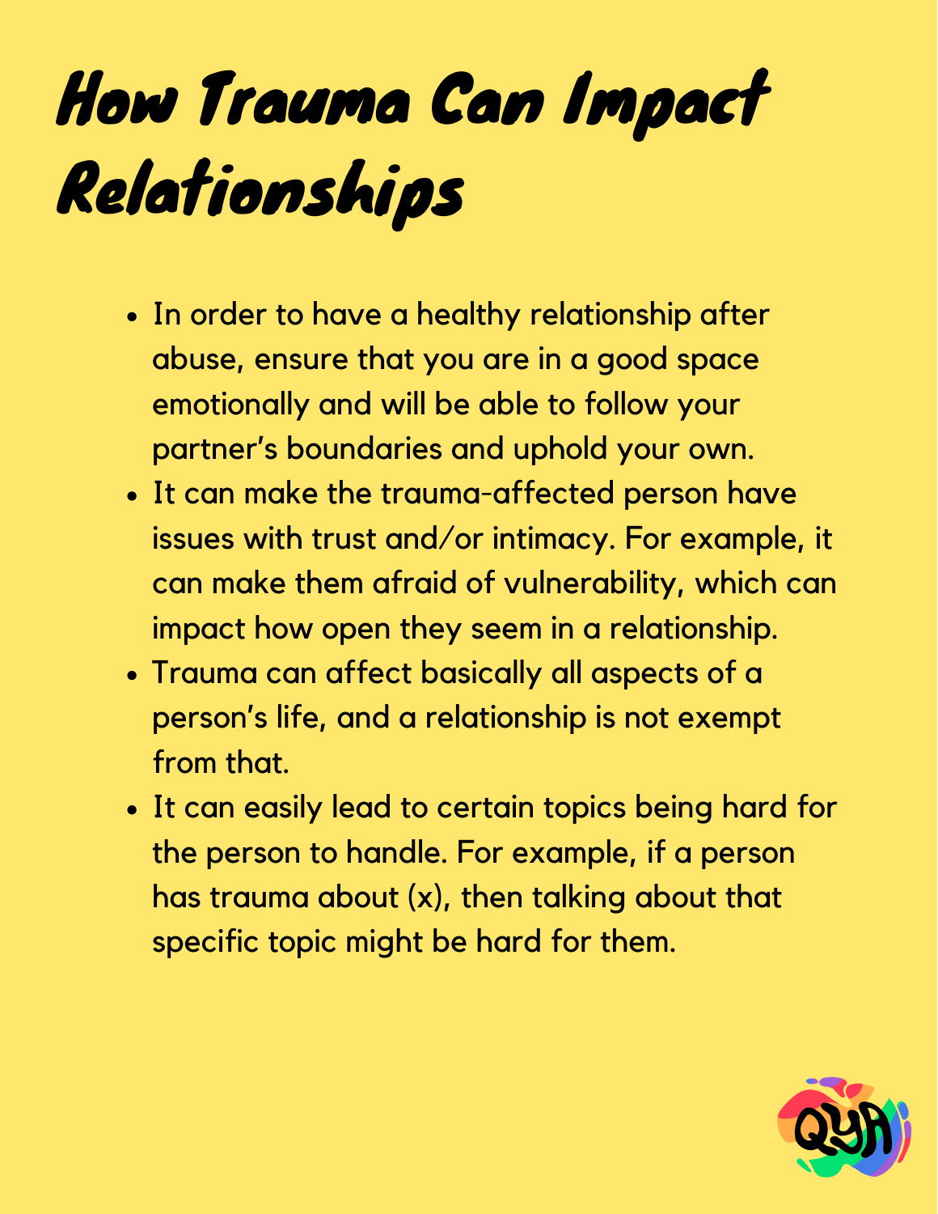# How Trauma Can Impact Relationships

- In order to have a healthy relationship after abuse, ensure that you are in a good space emotionally and will be able to follow your partner's boundaries and uphold your own.
- It can make the trauma-affected person have issues with trust and/or intimacy. For example, it can make them afraid of vulnerability, which can impact how open they seem in a relationship.
- Trauma can affect basically all aspects of a person's life, and a relationship is not exempt from that.
- It can easily lead to certain topics being hard for the person to handle. For example, if a person has trauma about (x), then talking about that specific topic might be hard for them.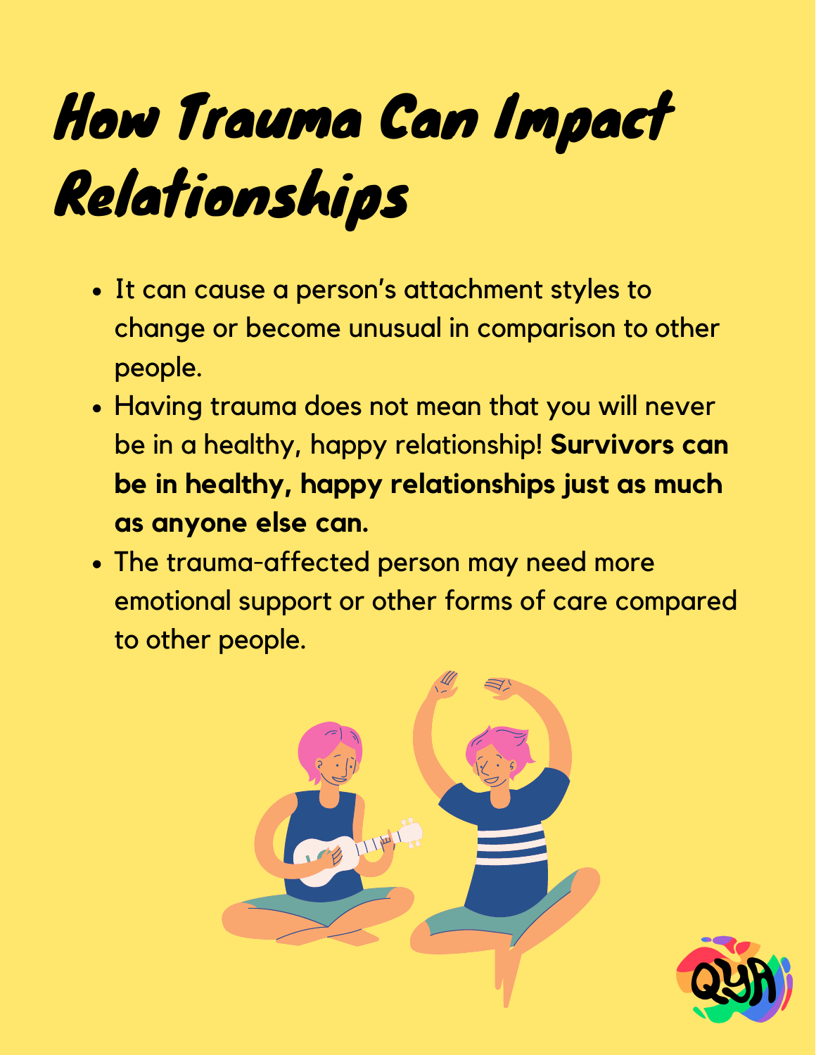# How Trauma Can Impact Relationships

- It can cause a person's attachment styles to change or become unusual in comparison to other people.
- Having trauma does not mean that you will never be in a healthy, happy relationship! **Survivors can be in healthy, happy relationships just as much as anyone else can.**
- The trauma-affected person may need more emotional support or other forms of care compared to other people.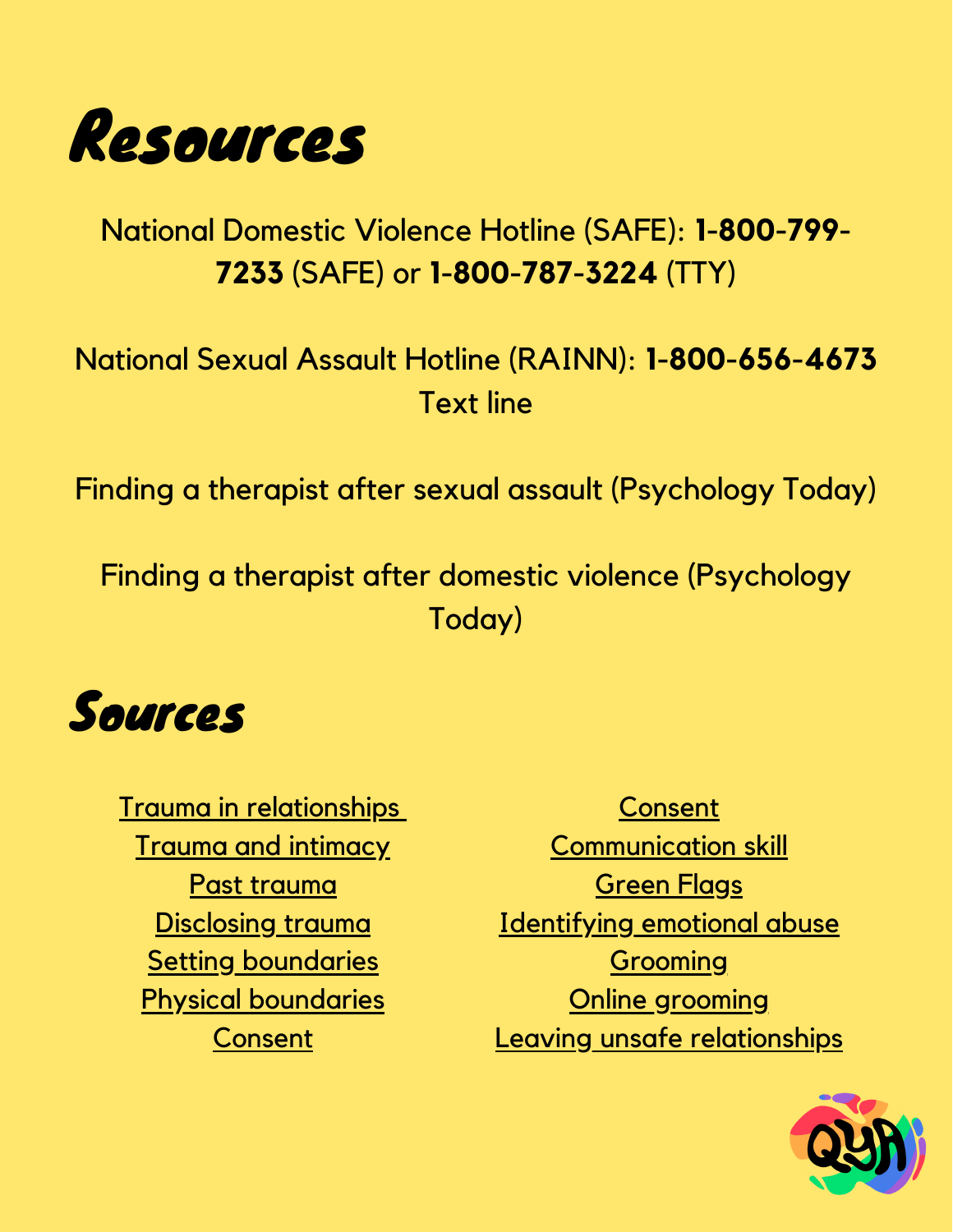# Resources

National Domestic Violence Hotline (SAFE): **1-800-799-7233** (SAFE) or **1-800-787-3224** (TTY)

National Sexual Assault Hotline (RAINN): **1-800-656-4673**
Text line

Finding a therapist after sexual assault (Psychology Today)

Finding a therapist after domestic violence (Psychology Today)

# Sources

Trauma in relationships
Trauma and intimacy
Past trauma
Disclosing trauma
Setting boundaries
Physical boundaries
Consent

Consent
Communication skill
Green Flags
Identifying emotional abuse
Grooming
Online grooming
Leaving unsafe relationships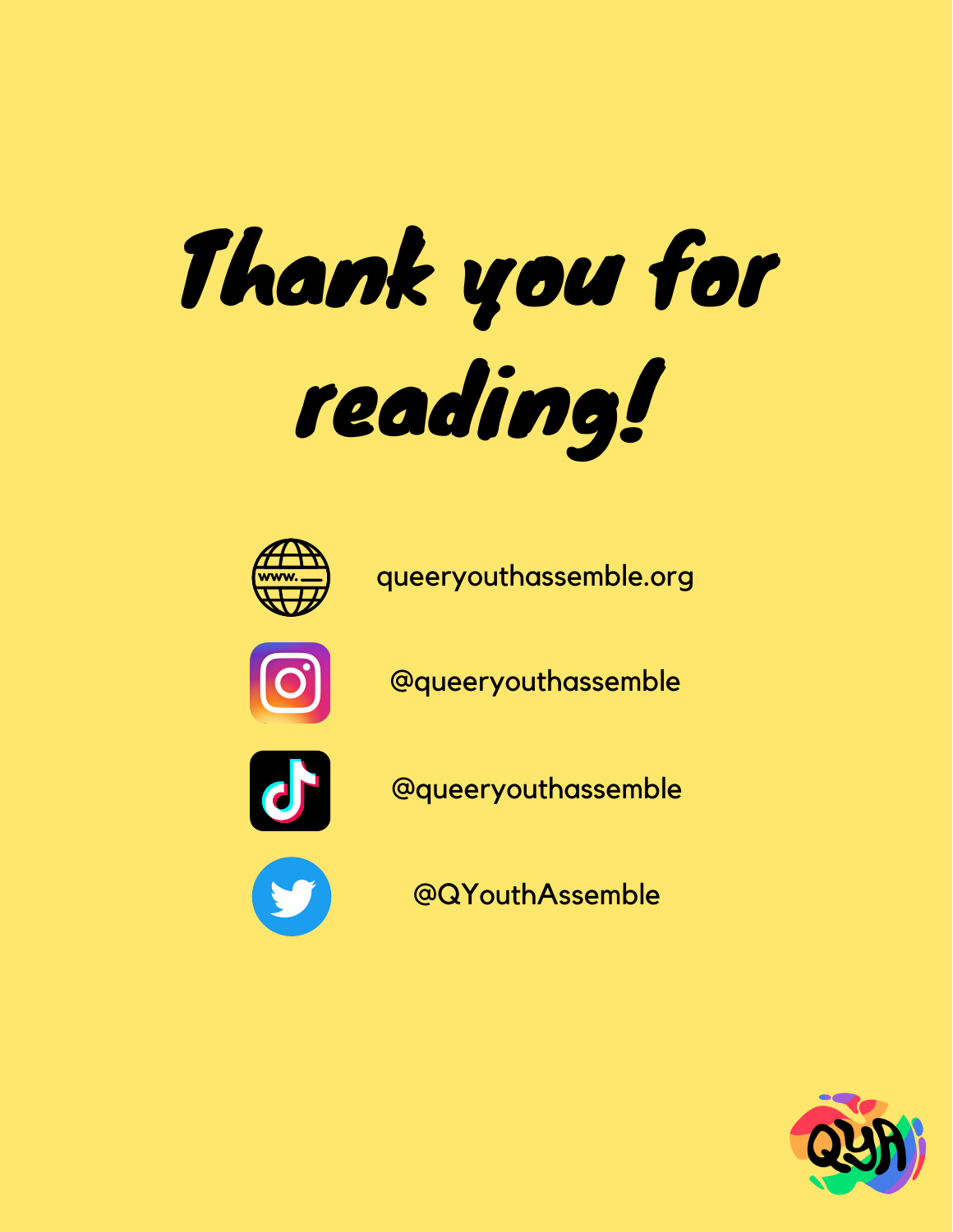# Thank you for reading!

queeryouthassemble.org

@queeryouthassemble

@queeryouthassemble

@QYouthAssemble